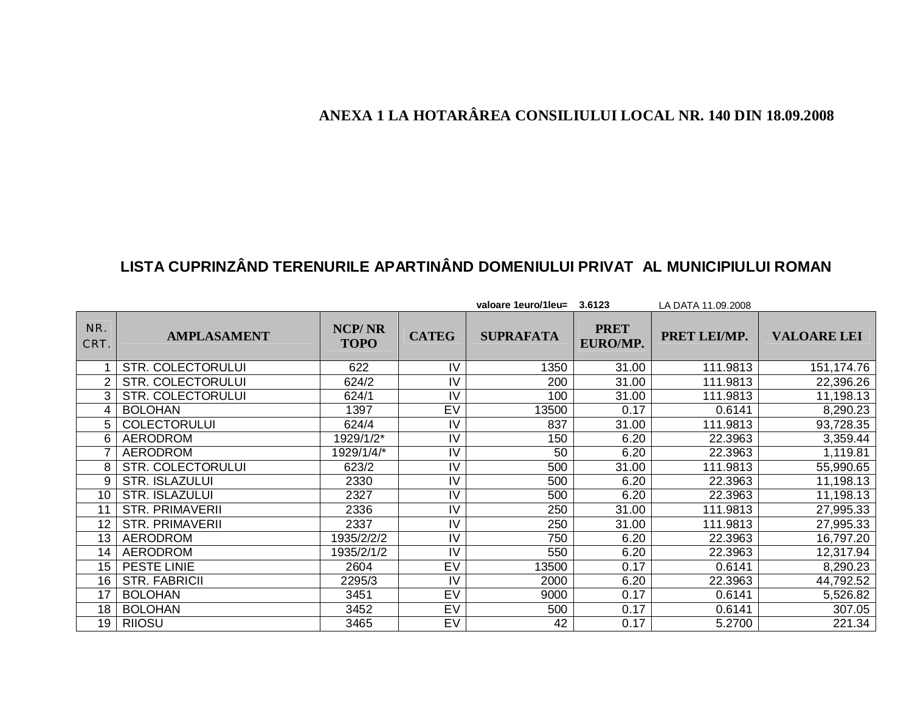**ANEXA 1 LA HOTARÂREA CONSILIULUI LOCAL NR. 140 DIN 18.09.2008**

## LISTA CUPRINZÂND TERENURILE APARTINÂND DOMENIULUI PRIVAT AL MUNICIPIULUI ROMAN

**valoare 1euro/1leu= 3.6123** LA DATA 11.09.2008

| NR. CRT. | AMPLASAMENT | NCP/ NR TOPO | CATEG | SUPRAFATA | PRET EURO/MP. | PRET LEI/MP. | VALOARE LEI |
|---|---|---|---|---|---|---|---|
| 1 | STR. COLECTORULUI | 622 | IV | 1350 | 31.00 | 111.9813 | 151,174.76 |
| 2 | STR. COLECTORULUI | 624/2 | IV | 200 | 31.00 | 111.9813 | 22,396.26 |
| 3 | STR. COLECTORULUI | 624/1 | IV | 100 | 31.00 | 111.9813 | 11,198.13 |
| 4 | BOLOHAN | 1397 | EV | 13500 | 0.17 | 0.6141 | 8,290.23 |
| 5 | COLECTORULUI | 624/4 | IV | 837 | 31.00 | 111.9813 | 93,728.35 |
| 6 | AERODROM | 1929/1/2* | IV | 150 | 6.20 | 22.3963 | 3,359.44 |
| 7 | AERODROM | 1929/1/4/* | IV | 50 | 6.20 | 22.3963 | 1,119.81 |
| 8 | STR. COLECTORULUI | 623/2 | IV | 500 | 31.00 | 111.9813 | 55,990.65 |
| 9 | STR. ISLAZULUI | 2330 | IV | 500 | 6.20 | 22.3963 | 11,198.13 |
| 10 | STR. ISLAZULUI | 2327 | IV | 500 | 6.20 | 22.3963 | 11,198.13 |
| 11 | STR. PRIMAVERII | 2336 | IV | 250 | 31.00 | 111.9813 | 27,995.33 |
| 12 | STR. PRIMAVERII | 2337 | IV | 250 | 31.00 | 111.9813 | 27,995.33 |
| 13 | AERODROM | 1935/2/2/2 | IV | 750 | 6.20 | 22.3963 | 16,797.20 |
| 14 | AERODROM | 1935/2/1/2 | IV | 550 | 6.20 | 22.3963 | 12,317.94 |
| 15 | PESTE LINIE | 2604 | EV | 13500 | 0.17 | 0.6141 | 8,290.23 |
| 16 | STR. FABRICII | 2295/3 | IV | 2000 | 6.20 | 22.3963 | 44,792.52 |
| 17 | BOLOHAN | 3451 | EV | 9000 | 0.17 | 0.6141 | 5,526.82 |
| 18 | BOLOHAN | 3452 | EV | 500 | 0.17 | 0.6141 | 307.05 |
| 19 | RIIOSU | 3465 | EV | 42 | 0.17 | 5.2700 | 221.34 |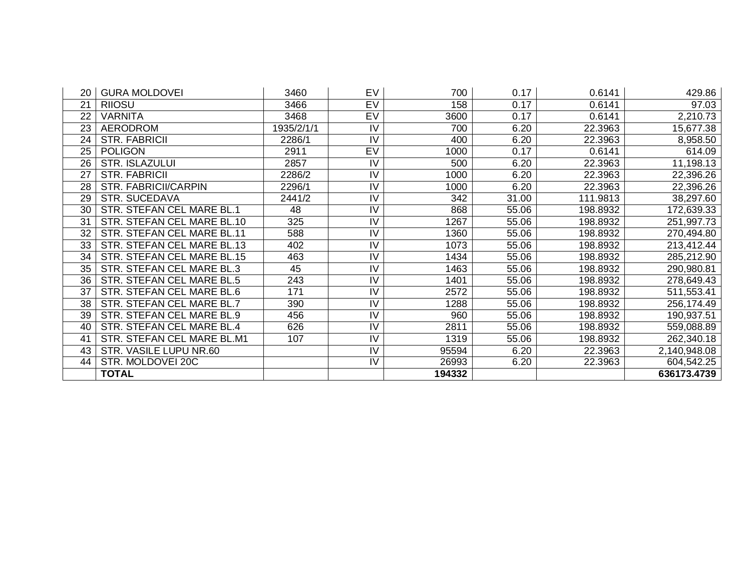| | | | | | | | |
|---|---|---|---|---|---|---|---|
| 20 | GURA MOLDOVEI | 3460 | EV | 700 | 0.17 | 0.6141 | 429.86 |
| 21 | RIIOSU | 3466 | EV | 158 | 0.17 | 0.6141 | 97.03 |
| 22 | VARNITA | 3468 | EV | 3600 | 0.17 | 0.6141 | 2,210.73 |
| 23 | AERODROM | 1935/2/1/1 | IV | 700 | 6.20 | 22.3963 | 15,677.38 |
| 24 | STR. FABRICII | 2286/1 | IV | 400 | 6.20 | 22.3963 | 8,958.50 |
| 25 | POLIGON | 2911 | EV | 1000 | 0.17 | 0.6141 | 614.09 |
| 26 | STR. ISLAZULUI | 2857 | IV | 500 | 6.20 | 22.3963 | 11,198.13 |
| 27 | STR. FABRICII | 2286/2 | IV | 1000 | 6.20 | 22.3963 | 22,396.26 |
| 28 | STR. FABRICII/CARPIN | 2296/1 | IV | 1000 | 6.20 | 22.3963 | 22,396.26 |
| 29 | STR. SUCEDAVA | 2441/2 | IV | 342 | 31.00 | 111.9813 | 38,297.60 |
| 30 | STR. STEFAN CEL MARE BL.1 | 48 | IV | 868 | 55.06 | 198.8932 | 172,639.33 |
| 31 | STR. STEFAN CEL MARE BL.10 | 325 | IV | 1267 | 55.06 | 198.8932 | 251,997.73 |
| 32 | STR. STEFAN CEL MARE BL.11 | 588 | IV | 1360 | 55.06 | 198.8932 | 270,494.80 |
| 33 | STR. STEFAN CEL MARE BL.13 | 402 | IV | 1073 | 55.06 | 198.8932 | 213,412.44 |
| 34 | STR. STEFAN CEL MARE BL.15 | 463 | IV | 1434 | 55.06 | 198.8932 | 285,212.90 |
| 35 | STR. STEFAN CEL MARE BL.3 | 45 | IV | 1463 | 55.06 | 198.8932 | 290,980.81 |
| 36 | STR. STEFAN CEL MARE BL.5 | 243 | IV | 1401 | 55.06 | 198.8932 | 278,649.43 |
| 37 | STR. STEFAN CEL MARE BL.6 | 171 | IV | 2572 | 55.06 | 198.8932 | 511,553.41 |
| 38 | STR. STEFAN CEL MARE BL.7 | 390 | IV | 1288 | 55.06 | 198.8932 | 256,174.49 |
| 39 | STR. STEFAN CEL MARE BL.9 | 456 | IV | 960 | 55.06 | 198.8932 | 190,937.51 |
| 40 | STR. STEFAN CEL MARE BL.4 | 626 | IV | 2811 | 55.06 | 198.8932 | 559,088.89 |
| 41 | STR. STEFAN CEL MARE BL.M1 | 107 | IV | 1319 | 55.06 | 198.8932 | 262,340.18 |
| 43 | STR. VASILE LUPU NR.60 | | IV | 95594 | 6.20 | 22.3963 | 2,140,948.08 |
| 44 | STR. MOLDOVEI 20C | | IV | 26993 | 6.20 | 22.3963 | 604,542.25 |
| | **TOTAL** | | | **194332** | | | **636173.4739** |